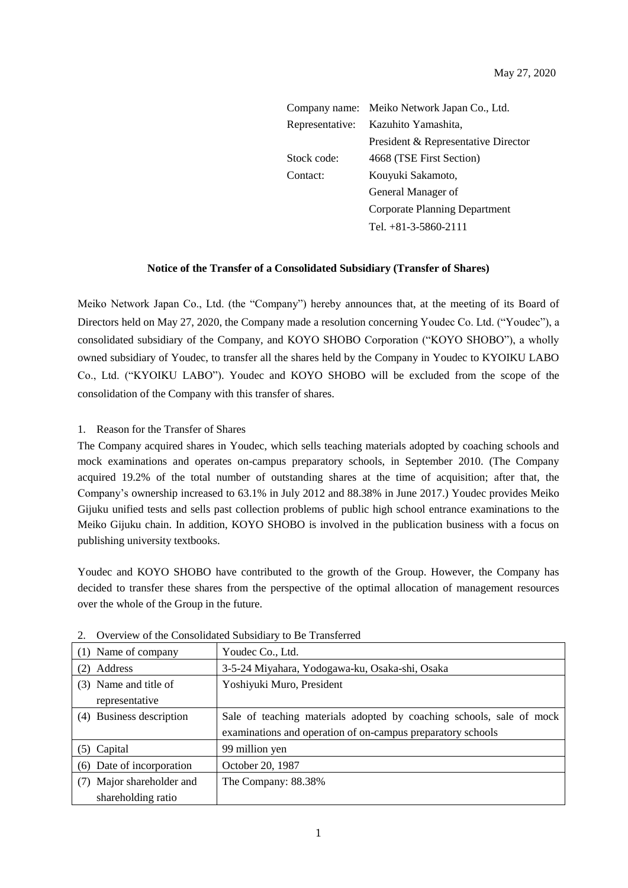May 27, 2020

Company name: Meiko Network Japan Co., Ltd.
Representative: Kazuhito Yamashita,
President & Representative Director
Stock code: 4668 (TSE First Section)
Contact: Kouyuki Sakamoto,
General Manager of
Corporate Planning Department
Tel. +81-3-5860-2111

**Notice of the Transfer of a Consolidated Subsidiary (Transfer of Shares)**

Meiko Network Japan Co., Ltd. (the "Company") hereby announces that, at the meeting of its Board of Directors held on May 27, 2020, the Company made a resolution concerning Youdec Co. Ltd. ("Youdec"), a consolidated subsidiary of the Company, and KOYO SHOBO Corporation ("KOYO SHOBO"), a wholly owned subsidiary of Youdec, to transfer all the shares held by the Company in Youdec to KYOIKU LABO Co., Ltd. ("KYOIKU LABO"). Youdec and KOYO SHOBO will be excluded from the scope of the consolidation of the Company with this transfer of shares.

1. Reason for the Transfer of Shares

The Company acquired shares in Youdec, which sells teaching materials adopted by coaching schools and mock examinations and operates on-campus preparatory schools, in September 2010. (The Company acquired 19.2% of the total number of outstanding shares at the time of acquisition; after that, the Company's ownership increased to 63.1% in July 2012 and 88.38% in June 2017.) Youdec provides Meiko Gijuku unified tests and sells past collection problems of public high school entrance examinations to the Meiko Gijuku chain. In addition, KOYO SHOBO is involved in the publication business with a focus on publishing university textbooks.

Youdec and KOYO SHOBO have contributed to the growth of the Group. However, the Company has decided to transfer these shares from the perspective of the optimal allocation of management resources over the whole of the Group in the future.

2. Overview of the Consolidated Subsidiary to Be Transferred

| | |
|---|---|
| (1) Name of company | Youdec Co., Ltd. |
| (2) Address | 3-5-24 Miyahara, Yodogawa-ku, Osaka-shi, Osaka |
| (3) Name and title of representative | Yoshiyuki Muro, President |
| (4) Business description | Sale of teaching materials adopted by coaching schools, sale of mock examinations and operation of on-campus preparatory schools |
| (5) Capital | 99 million yen |
| (6) Date of incorporation | October 20, 1987 |
| (7) Major shareholder and shareholding ratio | The Company: 88.38% |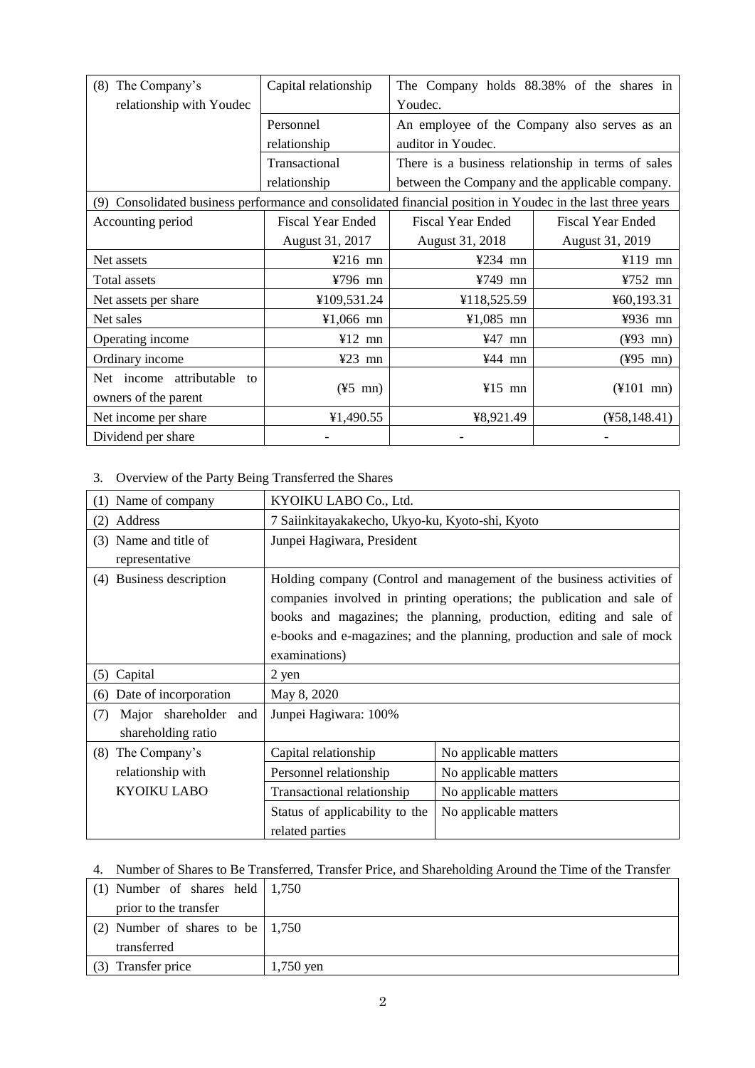| (8) The Company's relationship with Youdec | Capital relationship | The Company holds 88.38% of the shares in Youdec. | |
|---|---|---|---|
| | Personnel relationship | An employee of the Company also serves as an auditor in Youdec. | |
| | Transactional relationship | There is a business relationship in terms of sales between the Company and the applicable company. | |
| (9) Consolidated business performance and consolidated financial position in Youdec in the last three years | | | |
| Accounting period | Fiscal Year Ended August 31, 2017 | Fiscal Year Ended August 31, 2018 | Fiscal Year Ended August 31, 2019 |
| Net assets | ¥216 mn | ¥234 mn | ¥119 mn |
| Total assets | ¥796 mn | ¥749 mn | ¥752 mn |
| Net assets per share | ¥109,531.24 | ¥118,525.59 | ¥60,193.31 |
| Net sales | ¥1,066 mn | ¥1,085 mn | ¥936 mn |
| Operating income | ¥12 mn | ¥47 mn | (¥93 mn) |
| Ordinary income | ¥23 mn | ¥44 mn | (¥95 mn) |
| Net income attributable to owners of the parent | (¥5 mn) | ¥15 mn | (¥101 mn) |
| Net income per share | ¥1,490.55 | ¥8,921.49 | (¥58,148.41) |
| Dividend per share | - | - | - |

3. Overview of the Party Being Transferred the Shares

| (1) Name of company | KYOIKU LABO Co., Ltd. | |
|---|---|---|
| (2) Address | 7 Saiinkitayakakecho, Ukyo-ku, Kyoto-shi, Kyoto | |
| (3) Name and title of representative | Junpei Hagiwara, President | |
| (4) Business description | Holding company (Control and management of the business activities of companies involved in printing operations; the publication and sale of books and magazines; the planning, production, editing and sale of e-books and e-magazines; and the planning, production and sale of mock examinations) | |
| (5) Capital | 2 yen | |
| (6) Date of incorporation | May 8, 2020 | |
| (7) Major shareholder and shareholding ratio | Junpei Hagiwara: 100% | |
| (8) The Company's relationship with KYOIKU LABO | Capital relationship | No applicable matters |
| | Personnel relationship | No applicable matters |
| | Transactional relationship | No applicable matters |
| | Status of applicability to the related parties | No applicable matters |

4. Number of Shares to Be Transferred, Transfer Price, and Shareholding Around the Time of the Transfer

| (1) Number of shares held prior to the transfer | 1,750 |
|---|---|
| (2) Number of shares to be transferred | 1,750 |
| (3) Transfer price | 1,750 yen |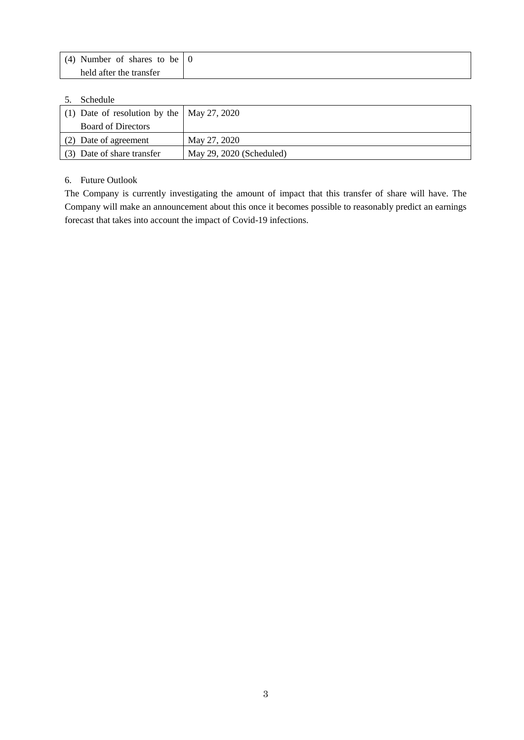| | |
|---|---|
| (4) Number of shares to be held after the transfer | 0 |

5. Schedule

| | |
|---|---|
| (1) Date of resolution by the Board of Directors | May 27, 2020 |
| (2) Date of agreement | May 27, 2020 |
| (3) Date of share transfer | May 29, 2020 (Scheduled) |

6. Future Outlook

The Company is currently investigating the amount of impact that this transfer of share will have. The Company will make an announcement about this once it becomes possible to reasonably predict an earnings forecast that takes into account the impact of Covid-19 infections.